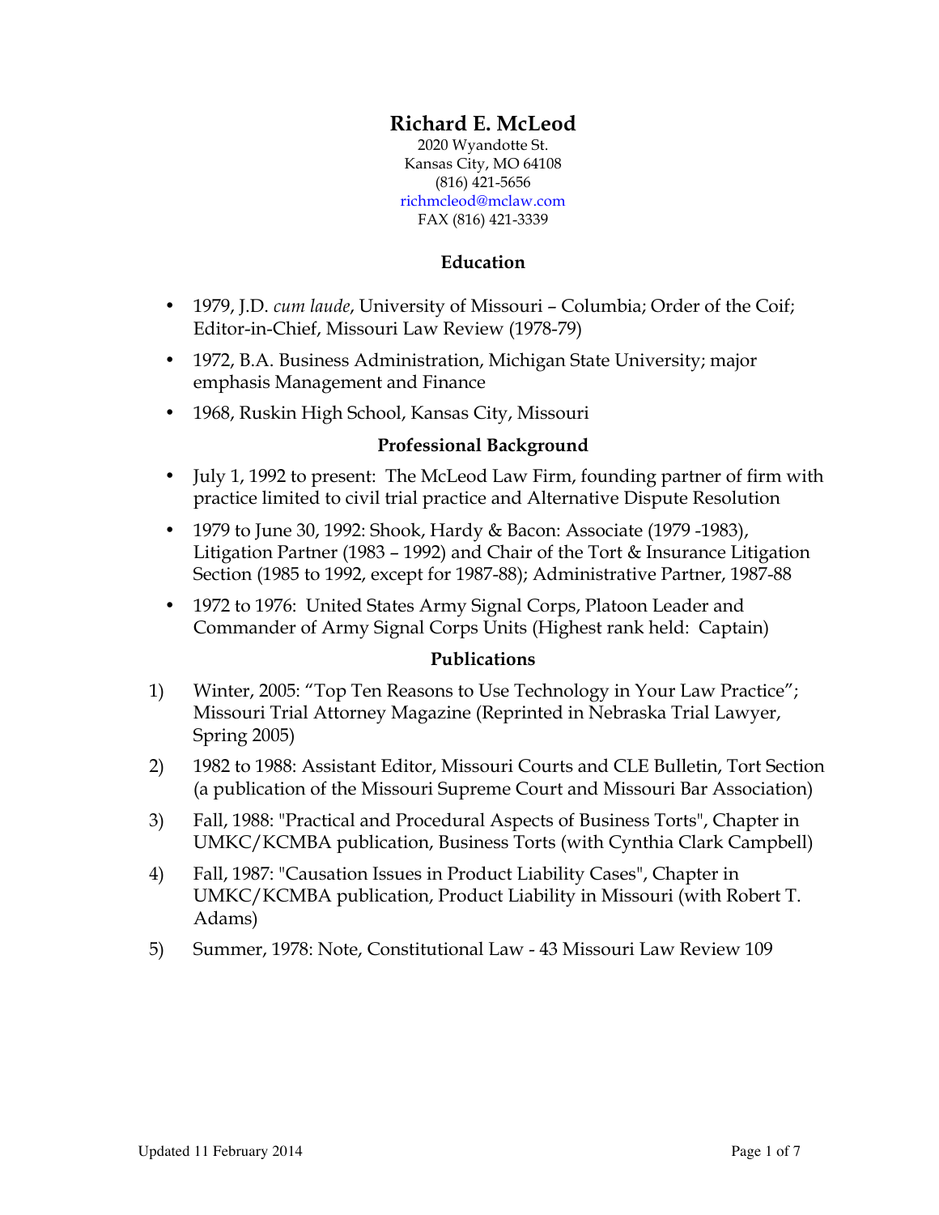# Richard E. McLeod

2020 Wyandotte St.
Kansas City, MO 64108
(816) 421-5656
richmcleod@mclaw.com
FAX (816) 421-3339

## Education

- 1979, J.D. *cum laude*, University of Missouri – Columbia; Order of the Coif; Editor-in-Chief, Missouri Law Review (1978-79)
- 1972, B.A. Business Administration, Michigan State University; major emphasis Management and Finance
- 1968, Ruskin High School, Kansas City, Missouri

## Professional Background

- July 1, 1992 to present: The McLeod Law Firm, founding partner of firm with practice limited to civil trial practice and Alternative Dispute Resolution
- 1979 to June 30, 1992: Shook, Hardy & Bacon: Associate (1979 -1983), Litigation Partner (1983 – 1992) and Chair of the Tort & Insurance Litigation Section (1985 to 1992, except for 1987-88); Administrative Partner, 1987-88
- 1972 to 1976: United States Army Signal Corps, Platoon Leader and Commander of Army Signal Corps Units (Highest rank held: Captain)

## Publications

1) Winter, 2005: "Top Ten Reasons to Use Technology in Your Law Practice"; Missouri Trial Attorney Magazine (Reprinted in Nebraska Trial Lawyer, Spring 2005)
2) 1982 to 1988: Assistant Editor, Missouri Courts and CLE Bulletin, Tort Section (a publication of the Missouri Supreme Court and Missouri Bar Association)
3) Fall, 1988: "Practical and Procedural Aspects of Business Torts", Chapter in UMKC/KCMBA publication, Business Torts (with Cynthia Clark Campbell)
4) Fall, 1987: "Causation Issues in Product Liability Cases", Chapter in UMKC/KCMBA publication, Product Liability in Missouri (with Robert T. Adams)
5) Summer, 1978: Note, Constitutional Law - 43 Missouri Law Review 109

Updated 11 February 2014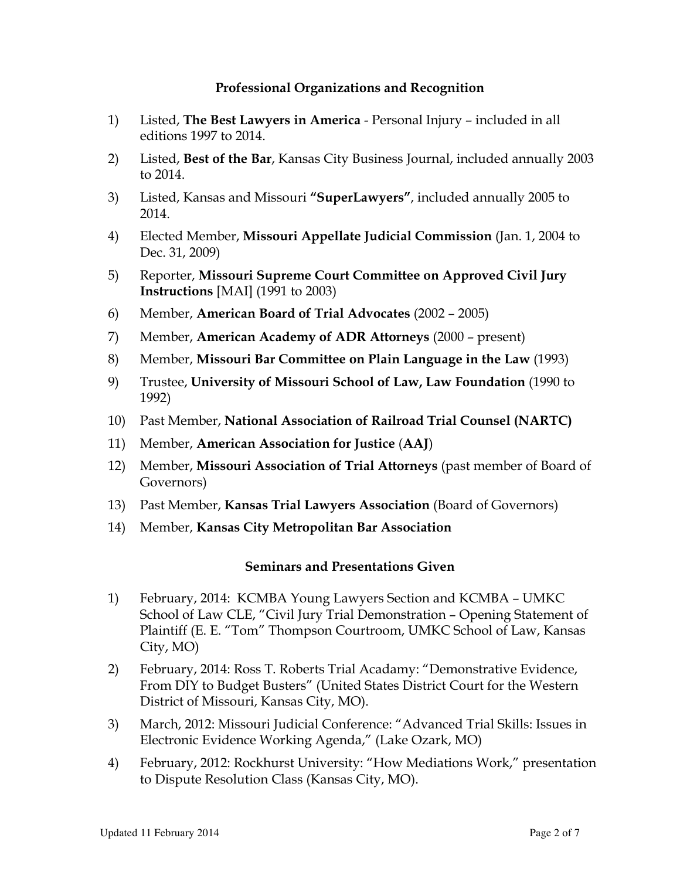## Professional Organizations and Recognition

1) Listed, **The Best Lawyers in America** - Personal Injury – included in all editions 1997 to 2014.
2) Listed, **Best of the Bar**, Kansas City Business Journal, included annually 2003 to 2014.
3) Listed, Kansas and Missouri **"SuperLawyers"**, included annually 2005 to 2014.
4) Elected Member, **Missouri Appellate Judicial Commission** (Jan. 1, 2004 to Dec. 31, 2009)
5) Reporter, **Missouri Supreme Court Committee on Approved Civil Jury Instructions** [MAI] (1991 to 2003)
6) Member, **American Board of Trial Advocates** (2002 – 2005)
7) Member, **American Academy of ADR Attorneys** (2000 – present)
8) Member, **Missouri Bar Committee on Plain Language in the Law** (1993)
9) Trustee, **University of Missouri School of Law, Law Foundation** (1990 to 1992)
10) Past Member, **National Association of Railroad Trial Counsel (NARTC)**
11) Member, **American Association for Justice** (**AAJ**)
12) Member, **Missouri Association of Trial Attorneys** (past member of Board of Governors)
13) Past Member, **Kansas Trial Lawyers Association** (Board of Governors)
14) Member, **Kansas City Metropolitan Bar Association**

## Seminars and Presentations Given

1) February, 2014: KCMBA Young Lawyers Section and KCMBA – UMKC School of Law CLE, "Civil Jury Trial Demonstration – Opening Statement of Plaintiff (E. E. "Tom" Thompson Courtroom, UMKC School of Law, Kansas City, MO)
2) February, 2014: Ross T. Roberts Trial Acadamy: "Demonstrative Evidence, From DIY to Budget Busters" (United States District Court for the Western District of Missouri, Kansas City, MO).
3) March, 2012: Missouri Judicial Conference: "Advanced Trial Skills: Issues in Electronic Evidence Working Agenda," (Lake Ozark, MO)
4) February, 2012: Rockhurst University: "How Mediations Work," presentation to Dispute Resolution Class (Kansas City, MO).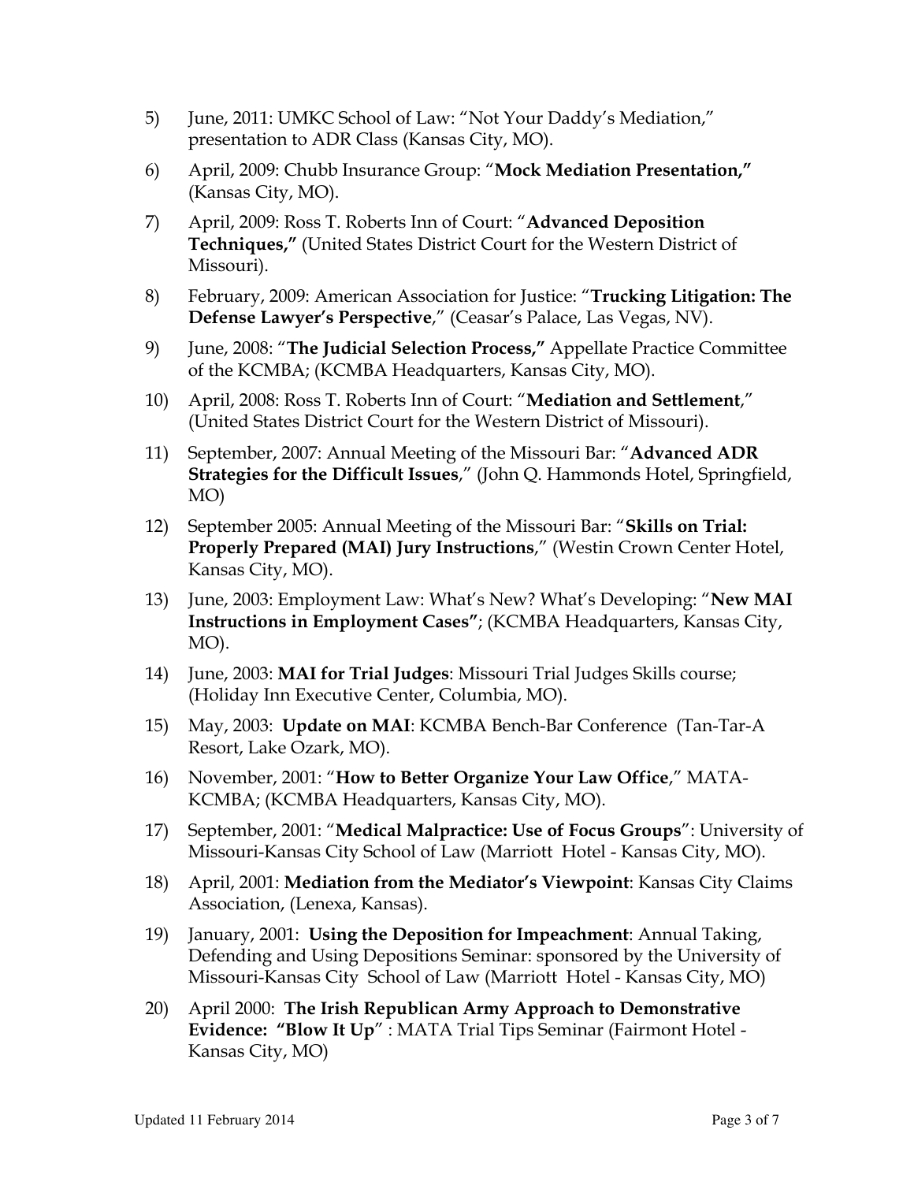5) June, 2011: UMKC School of Law: "Not Your Daddy's Mediation," presentation to ADR Class (Kansas City, MO).

6) April, 2009: Chubb Insurance Group: "**Mock Mediation Presentation,"** (Kansas City, MO).

7) April, 2009: Ross T. Roberts Inn of Court: "**Advanced Deposition Techniques,"** (United States District Court for the Western District of Missouri).

8) February, 2009: American Association for Justice: "**Trucking Litigation: The Defense Lawyer's Perspective**," (Ceasar's Palace, Las Vegas, NV).

9) June, 2008: "**The Judicial Selection Process,"** Appellate Practice Committee of the KCMBA; (KCMBA Headquarters, Kansas City, MO).

10) April, 2008: Ross T. Roberts Inn of Court: "**Mediation and Settlement**," (United States District Court for the Western District of Missouri).

11) September, 2007: Annual Meeting of the Missouri Bar: "**Advanced ADR Strategies for the Difficult Issues**," (John Q. Hammonds Hotel, Springfield, MO)

12) September 2005: Annual Meeting of the Missouri Bar: "**Skills on Trial: Properly Prepared (MAI) Jury Instructions**," (Westin Crown Center Hotel, Kansas City, MO).

13) June, 2003: Employment Law: What's New? What's Developing: "**New MAI Instructions in Employment Cases"**; (KCMBA Headquarters, Kansas City, MO).

14) June, 2003: **MAI for Trial Judges**: Missouri Trial Judges Skills course; (Holiday Inn Executive Center, Columbia, MO).

15) May, 2003: **Update on MAI**: KCMBA Bench-Bar Conference (Tan-Tar-A Resort, Lake Ozark, MO).

16) November, 2001: "**How to Better Organize Your Law Office**," MATA-KCMBA; (KCMBA Headquarters, Kansas City, MO).

17) September, 2001: "**Medical Malpractice: Use of Focus Groups**": University of Missouri-Kansas City School of Law (Marriott Hotel - Kansas City, MO).

18) April, 2001: **Mediation from the Mediator's Viewpoint**: Kansas City Claims Association, (Lenexa, Kansas).

19) January, 2001: **Using the Deposition for Impeachment**: Annual Taking, Defending and Using Depositions Seminar: sponsored by the University of Missouri-Kansas City School of Law (Marriott Hotel - Kansas City, MO)

20) April 2000: **The Irish Republican Army Approach to Demonstrative Evidence: "Blow It Up**" : MATA Trial Tips Seminar (Fairmont Hotel - Kansas City, MO)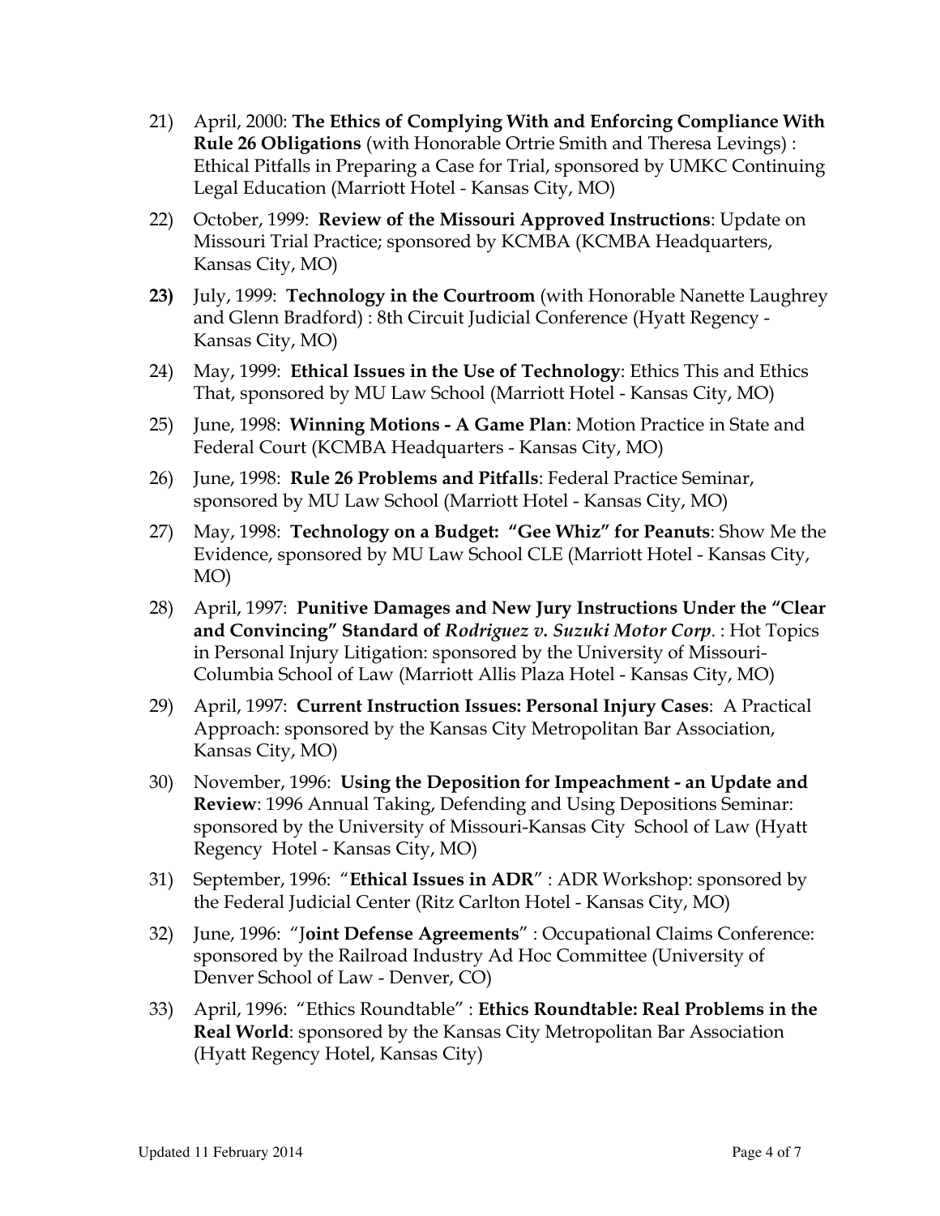21) April, 2000: **The Ethics of Complying With and Enforcing Compliance With Rule 26 Obligations** (with Honorable Ortrie Smith and Theresa Levings) : Ethical Pitfalls in Preparing a Case for Trial, sponsored by UMKC Continuing Legal Education (Marriott Hotel - Kansas City, MO)

22) October, 1999: **Review of the Missouri Approved Instructions**: Update on Missouri Trial Practice; sponsored by KCMBA (KCMBA Headquarters, Kansas City, MO)

**23)** July, 1999: **Technology in the Courtroom** (with Honorable Nanette Laughrey and Glenn Bradford) : 8th Circuit Judicial Conference (Hyatt Regency - Kansas City, MO)

24) May, 1999: **Ethical Issues in the Use of Technology**: Ethics This and Ethics That, sponsored by MU Law School (Marriott Hotel - Kansas City, MO)

25) June, 1998: **Winning Motions - A Game Plan**: Motion Practice in State and Federal Court (KCMBA Headquarters - Kansas City, MO)

26) June, 1998: **Rule 26 Problems and Pitfalls**: Federal Practice Seminar, sponsored by MU Law School (Marriott Hotel - Kansas City, MO)

27) May, 1998: **Technology on a Budget: "Gee Whiz" for Peanuts**: Show Me the Evidence, sponsored by MU Law School CLE (Marriott Hotel - Kansas City, MO)

28) April, 1997: **Punitive Damages and New Jury Instructions Under the "Clear and Convincing" Standard of *Rodriguez v. Suzuki Motor Corp*.** : Hot Topics in Personal Injury Litigation: sponsored by the University of Missouri-Columbia School of Law (Marriott Allis Plaza Hotel - Kansas City, MO)

29) April, 1997: **Current Instruction Issues: Personal Injury Cases**: A Practical Approach: sponsored by the Kansas City Metropolitan Bar Association, Kansas City, MO)

30) November, 1996: **Using the Deposition for Impeachment - an Update and Review**: 1996 Annual Taking, Defending and Using Depositions Seminar: sponsored by the University of Missouri-Kansas City School of Law (Hyatt Regency Hotel - Kansas City, MO)

31) September, 1996: "**Ethical Issues in ADR**" : ADR Workshop: sponsored by the Federal Judicial Center (Ritz Carlton Hotel - Kansas City, MO)

32) June, 1996: "J**oint Defense Agreements**" : Occupational Claims Conference: sponsored by the Railroad Industry Ad Hoc Committee (University of Denver School of Law - Denver, CO)

33) April, 1996: "Ethics Roundtable" : **Ethics Roundtable: Real Problems in the Real World**: sponsored by the Kansas City Metropolitan Bar Association (Hyatt Regency Hotel, Kansas City)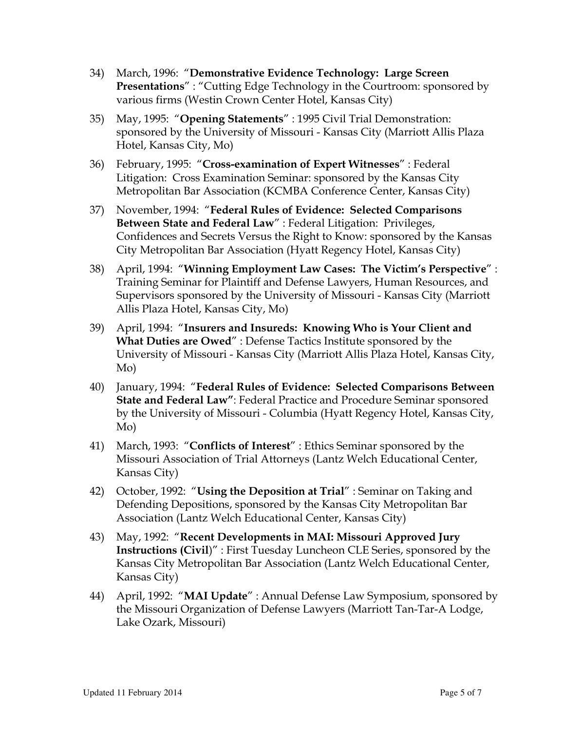34) March, 1996: "**Demonstrative Evidence Technology: Large Screen Presentations**" : "Cutting Edge Technology in the Courtroom: sponsored by various firms (Westin Crown Center Hotel, Kansas City)

35) May, 1995: "**Opening Statements**" : 1995 Civil Trial Demonstration: sponsored by the University of Missouri - Kansas City (Marriott Allis Plaza Hotel, Kansas City, Mo)

36) February, 1995: "**Cross-examination of Expert Witnesses**" : Federal Litigation: Cross Examination Seminar: sponsored by the Kansas City Metropolitan Bar Association (KCMBA Conference Center, Kansas City)

37) November, 1994: "**Federal Rules of Evidence: Selected Comparisons Between State and Federal Law**" : Federal Litigation: Privileges, Confidences and Secrets Versus the Right to Know: sponsored by the Kansas City Metropolitan Bar Association (Hyatt Regency Hotel, Kansas City)

38) April, 1994: "**Winning Employment Law Cases: The Victim's Perspective**" : Training Seminar for Plaintiff and Defense Lawyers, Human Resources, and Supervisors sponsored by the University of Missouri - Kansas City (Marriott Allis Plaza Hotel, Kansas City, Mo)

39) April, 1994: "**Insurers and Insureds: Knowing Who is Your Client and What Duties are Owed**" : Defense Tactics Institute sponsored by the University of Missouri - Kansas City (Marriott Allis Plaza Hotel, Kansas City, Mo)

40) January, 1994: "**Federal Rules of Evidence: Selected Comparisons Between State and Federal Law"**: Federal Practice and Procedure Seminar sponsored by the University of Missouri - Columbia (Hyatt Regency Hotel, Kansas City, Mo)

41) March, 1993: "**Conflicts of Interest**" : Ethics Seminar sponsored by the Missouri Association of Trial Attorneys (Lantz Welch Educational Center, Kansas City)

42) October, 1992: "**Using the Deposition at Trial**" : Seminar on Taking and Defending Depositions, sponsored by the Kansas City Metropolitan Bar Association (Lantz Welch Educational Center, Kansas City)

43) May, 1992: "**Recent Developments in MAI: Missouri Approved Jury Instructions (Civil**)" : First Tuesday Luncheon CLE Series, sponsored by the Kansas City Metropolitan Bar Association (Lantz Welch Educational Center, Kansas City)

44) April, 1992: "**MAI Update**" : Annual Defense Law Symposium, sponsored by the Missouri Organization of Defense Lawyers (Marriott Tan-Tar-A Lodge, Lake Ozark, Missouri)

Updated 11 February 2014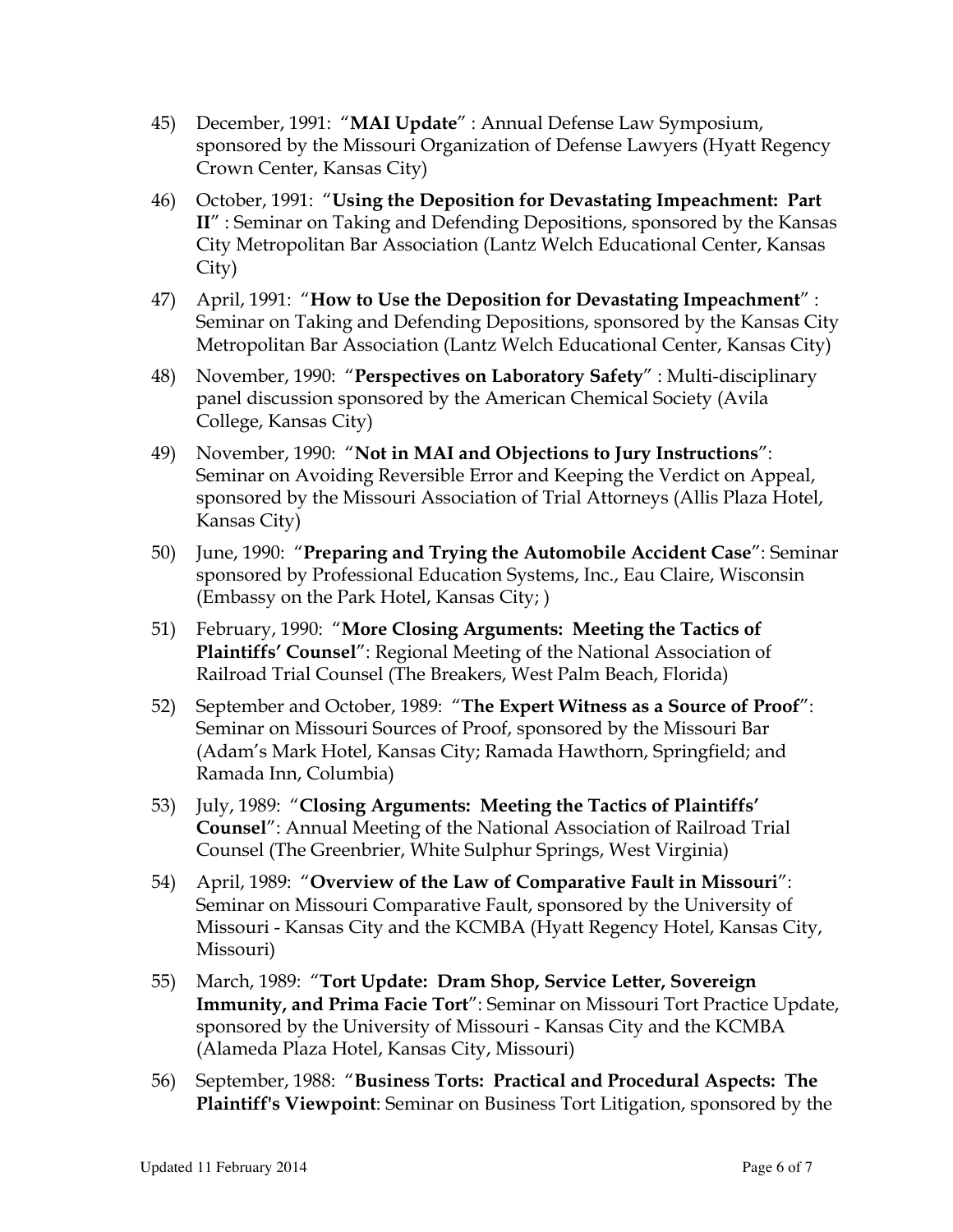45) December, 1991: "**MAI Update**" : Annual Defense Law Symposium, sponsored by the Missouri Organization of Defense Lawyers (Hyatt Regency Crown Center, Kansas City)

46) October, 1991: "**Using the Deposition for Devastating Impeachment: Part II**" : Seminar on Taking and Defending Depositions, sponsored by the Kansas City Metropolitan Bar Association (Lantz Welch Educational Center, Kansas City)

47) April, 1991: "**How to Use the Deposition for Devastating Impeachment**" : Seminar on Taking and Defending Depositions, sponsored by the Kansas City Metropolitan Bar Association (Lantz Welch Educational Center, Kansas City)

48) November, 1990: "**Perspectives on Laboratory Safety**" : Multi-disciplinary panel discussion sponsored by the American Chemical Society (Avila College, Kansas City)

49) November, 1990: "**Not in MAI and Objections to Jury Instructions**": Seminar on Avoiding Reversible Error and Keeping the Verdict on Appeal, sponsored by the Missouri Association of Trial Attorneys (Allis Plaza Hotel, Kansas City)

50) June, 1990: "**Preparing and Trying the Automobile Accident Case**": Seminar sponsored by Professional Education Systems, Inc., Eau Claire, Wisconsin (Embassy on the Park Hotel, Kansas City; )

51) February, 1990: "**More Closing Arguments: Meeting the Tactics of Plaintiffs' Counsel**": Regional Meeting of the National Association of Railroad Trial Counsel (The Breakers, West Palm Beach, Florida)

52) September and October, 1989: "**The Expert Witness as a Source of Proof**": Seminar on Missouri Sources of Proof, sponsored by the Missouri Bar (Adam's Mark Hotel, Kansas City; Ramada Hawthorn, Springfield; and Ramada Inn, Columbia)

53) July, 1989: "**Closing Arguments: Meeting the Tactics of Plaintiffs' Counsel**": Annual Meeting of the National Association of Railroad Trial Counsel (The Greenbrier, White Sulphur Springs, West Virginia)

54) April, 1989: "**Overview of the Law of Comparative Fault in Missouri**": Seminar on Missouri Comparative Fault, sponsored by the University of Missouri - Kansas City and the KCMBA (Hyatt Regency Hotel, Kansas City, Missouri)

55) March, 1989: "**Tort Update: Dram Shop, Service Letter, Sovereign Immunity, and Prima Facie Tort**": Seminar on Missouri Tort Practice Update, sponsored by the University of Missouri - Kansas City and the KCMBA (Alameda Plaza Hotel, Kansas City, Missouri)

56) September, 1988: "**Business Torts: Practical and Procedural Aspects: The Plaintiff's Viewpoint**: Seminar on Business Tort Litigation, sponsored by the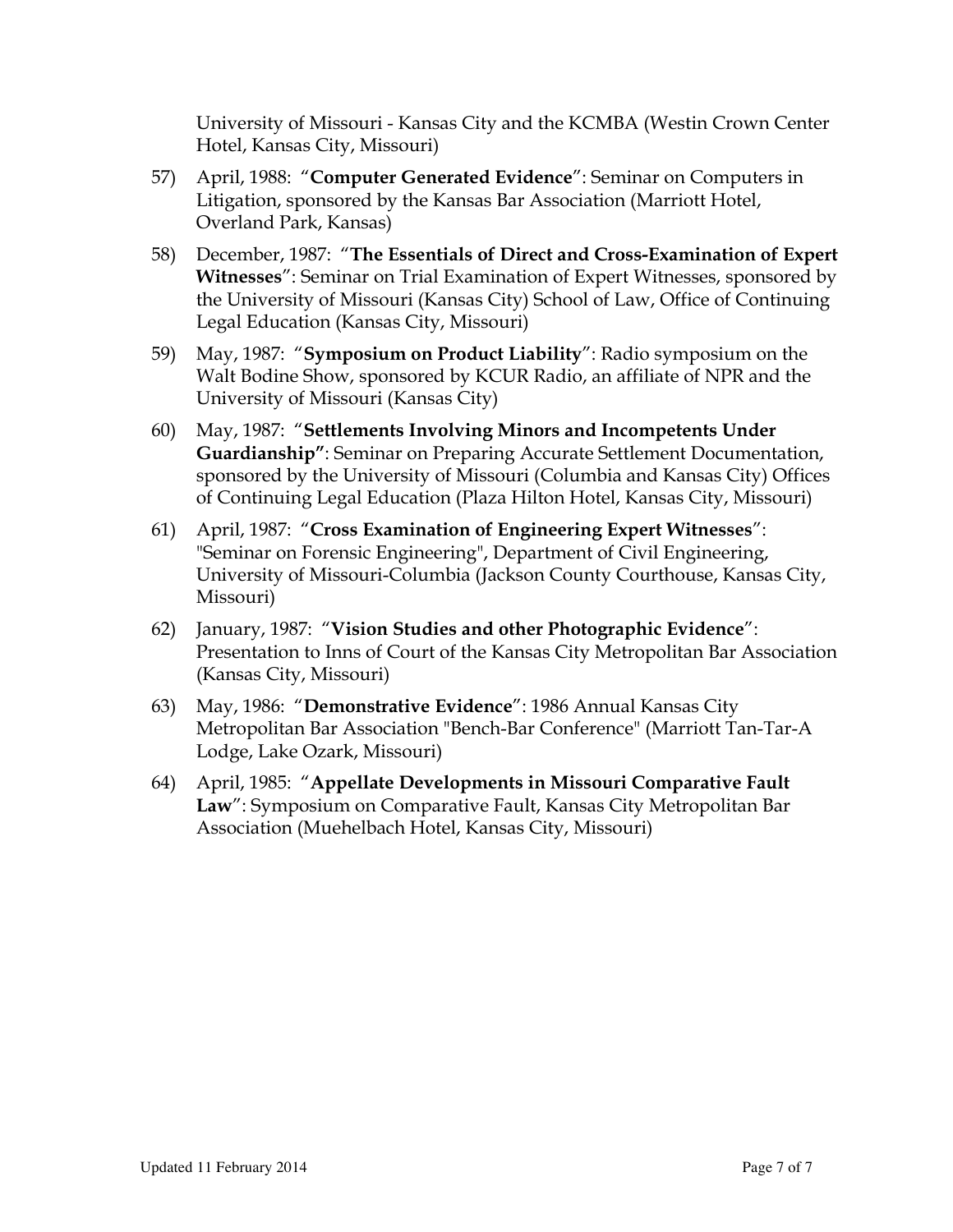University of Missouri - Kansas City and the KCMBA (Westin Crown Center Hotel, Kansas City, Missouri)

57) April, 1988: "**Computer Generated Evidence**": Seminar on Computers in Litigation, sponsored by the Kansas Bar Association (Marriott Hotel, Overland Park, Kansas)

58) December, 1987: "**The Essentials of Direct and Cross-Examination of Expert Witnesses**": Seminar on Trial Examination of Expert Witnesses, sponsored by the University of Missouri (Kansas City) School of Law, Office of Continuing Legal Education (Kansas City, Missouri)

59) May, 1987: "**Symposium on Product Liability**": Radio symposium on the Walt Bodine Show, sponsored by KCUR Radio, an affiliate of NPR and the University of Missouri (Kansas City)

60) May, 1987: "**Settlements Involving Minors and Incompetents Under Guardianship"**: Seminar on Preparing Accurate Settlement Documentation, sponsored by the University of Missouri (Columbia and Kansas City) Offices of Continuing Legal Education (Plaza Hilton Hotel, Kansas City, Missouri)

61) April, 1987: "**Cross Examination of Engineering Expert Witnesses**": "Seminar on Forensic Engineering", Department of Civil Engineering, University of Missouri-Columbia (Jackson County Courthouse, Kansas City, Missouri)

62) January, 1987: "**Vision Studies and other Photographic Evidence**": Presentation to Inns of Court of the Kansas City Metropolitan Bar Association (Kansas City, Missouri)

63) May, 1986: "**Demonstrative Evidence**": 1986 Annual Kansas City Metropolitan Bar Association "Bench-Bar Conference" (Marriott Tan-Tar-A Lodge, Lake Ozark, Missouri)

64) April, 1985: "**Appellate Developments in Missouri Comparative Fault Law**": Symposium on Comparative Fault, Kansas City Metropolitan Bar Association (Muehelbach Hotel, Kansas City, Missouri)

Updated 11 February 2014